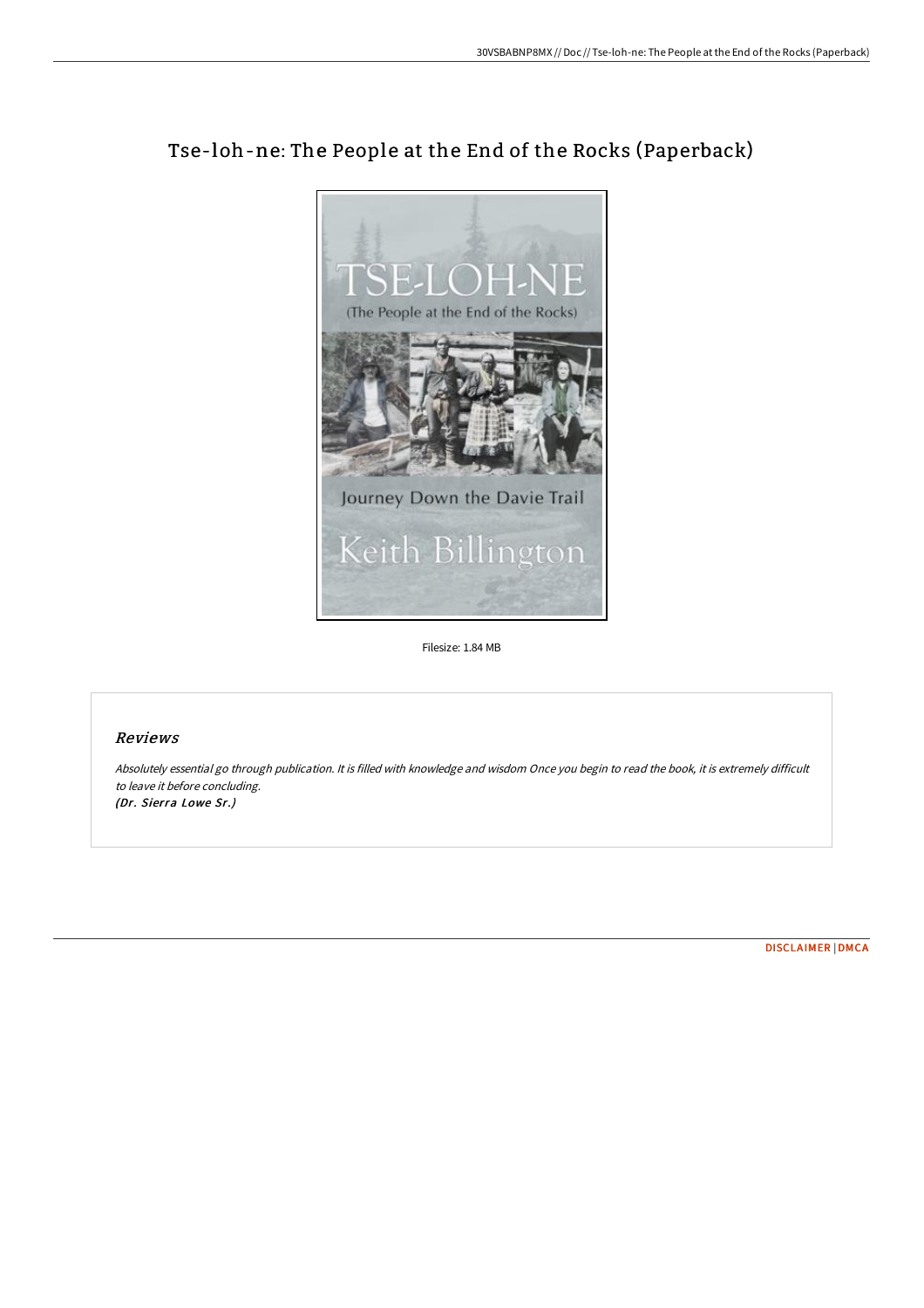# Tse-loh-ne: The People at the End of the Rocks (Paperback)

Filesize: 1.84 MB

## Reviews

*Absolutely essential go through publication. It is filled with knowledge and wisdom Once you begin to read the book, it is extremely difficult to leave it before concluding.*
*(Dr. Sierra Lowe Sr.)*

DISCLAIMER | DMCA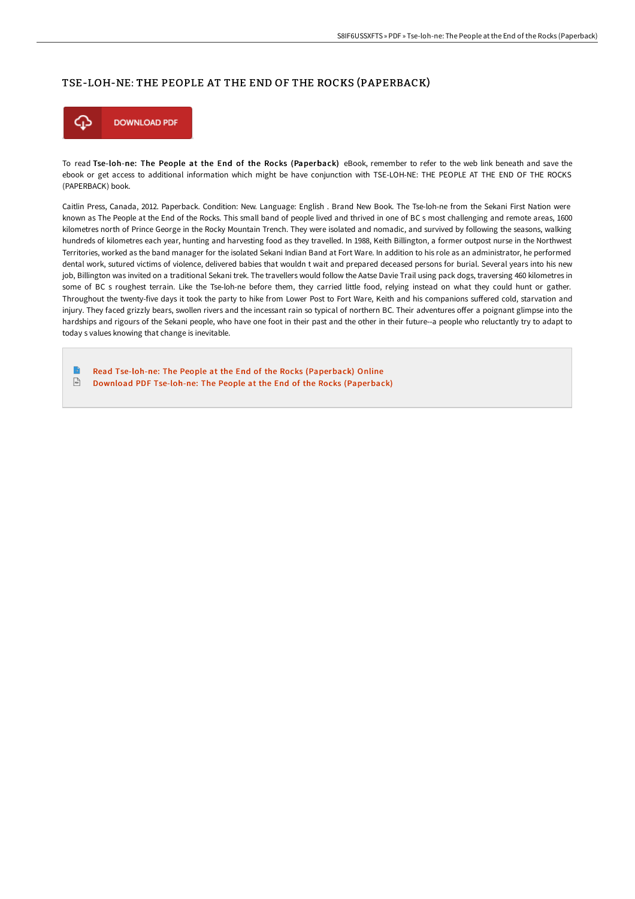# TSE-LOH-NE: THE PEOPLE AT THE END OF THE ROCKS (PAPERBACK)

DOWNLOAD PDF

To read **Tse-loh-ne: The People at the End of the Rocks (Paperback)** eBook, remember to refer to the web link beneath and save the ebook or get access to additional information which might be have conjunction with TSE-LOH-NE: THE PEOPLE AT THE END OF THE ROCKS (PAPERBACK) book.

Caitlin Press, Canada, 2012. Paperback. Condition: New. Language: English . Brand New Book. The Tse-loh-ne from the Sekani First Nation were known as The People at the End of the Rocks. This small band of people lived and thrived in one of BC s most challenging and remote areas, 1600 kilometres north of Prince George in the Rocky Mountain Trench. They were isolated and nomadic, and survived by following the seasons, walking hundreds of kilometres each year, hunting and harvesting food as they travelled. In 1988, Keith Billington, a former outpost nurse in the Northwest Territories, worked as the band manager for the isolated Sekani Indian Band at Fort Ware. In addition to his role as an administrator, he performed dental work, sutured victims of violence, delivered babies that wouldn t wait and prepared deceased persons for burial. Several years into his new job, Billington was invited on a traditional Sekani trek. The travellers would follow the Aatse Davie Trail using pack dogs, traversing 460 kilometres in some of BC s roughest terrain. Like the Tse-loh-ne before them, they carried little food, relying instead on what they could hunt or gather. Throughout the twenty-five days it took the party to hike from Lower Post to Fort Ware, Keith and his companions suffered cold, starvation and injury. They faced grizzly bears, swollen rivers and the incessant rain so typical of northern BC. Their adventures offer a poignant glimpse into the hardships and rigours of the Sekani people, who have one foot in their past and the other in their future--a people who reluctantly try to adapt to today s values knowing that change is inevitable.

- Read Tse-loh-ne: The People at the End of the Rocks (Paperback) Online
- Download PDF Tse-loh-ne: The People at the End of the Rocks (Paperback)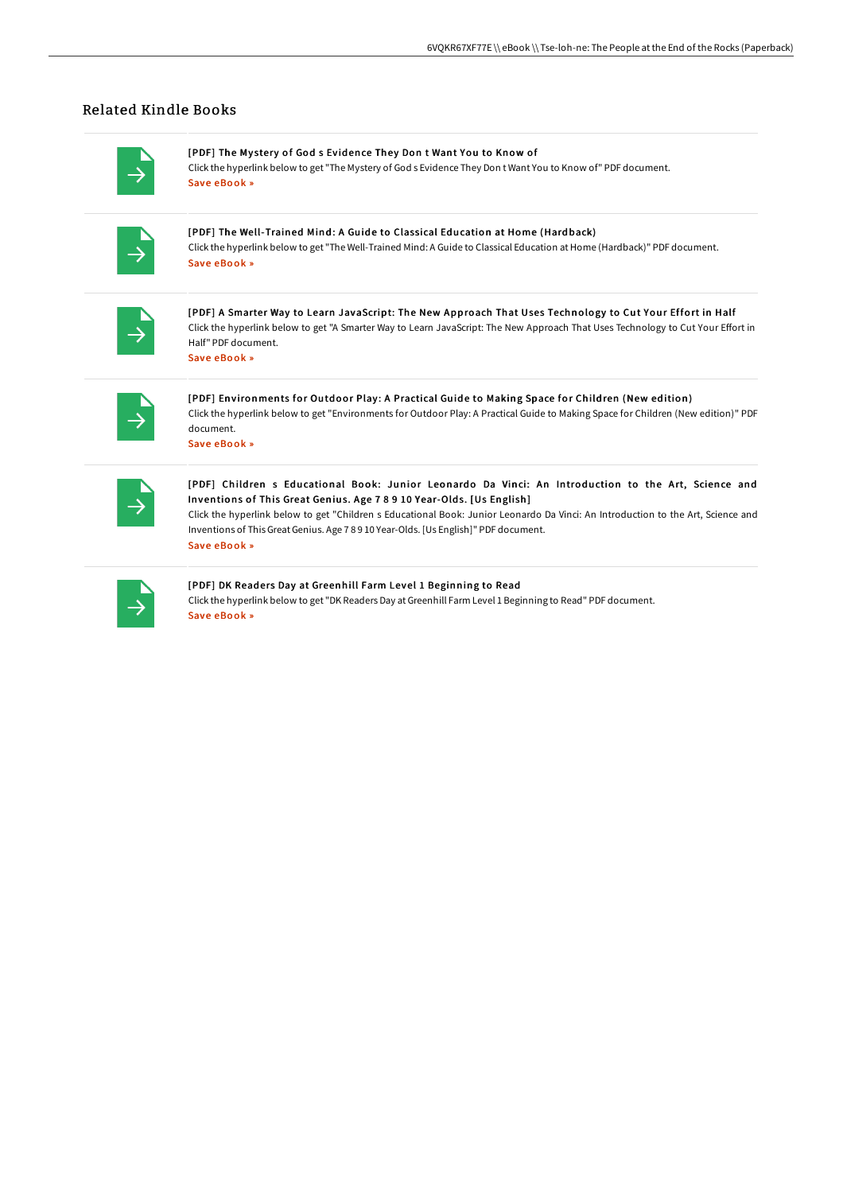## Related Kindle Books

**[PDF] The Mystery of God s Evidence They Don t Want You to Know of**
Click the hyperlink below to get "The Mystery of God s Evidence They Don t Want You to Know of" PDF document.
Save eBook »

**[PDF] The Well-Trained Mind: A Guide to Classical Education at Home (Hardback)**
Click the hyperlink below to get "The Well-Trained Mind: A Guide to Classical Education at Home (Hardback)" PDF document.
Save eBook »

**[PDF] A Smarter Way to Learn JavaScript: The New Approach That Uses Technology to Cut Your Effort in Half**
Click the hyperlink below to get "A Smarter Way to Learn JavaScript: The New Approach That Uses Technology to Cut Your Effort in Half" PDF document.
Save eBook »

**[PDF] Environments for Outdoor Play: A Practical Guide to Making Space for Children (New edition)**
Click the hyperlink below to get "Environments for Outdoor Play: A Practical Guide to Making Space for Children (New edition)" PDF document.
Save eBook »

**[PDF] Children s Educational Book: Junior Leonardo Da Vinci: An Introduction to the Art, Science and Inventions of This Great Genius. Age 7 8 9 10 Year-Olds. [Us English]**
Click the hyperlink below to get "Children s Educational Book: Junior Leonardo Da Vinci: An Introduction to the Art, Science and Inventions of This Great Genius. Age 7 8 9 10 Year-Olds. [Us English]" PDF document.
Save eBook »

**[PDF] DK Readers Day at Greenhill Farm Level 1 Beginning to Read**
Click the hyperlink below to get "DK Readers Day at Greenhill Farm Level 1 Beginning to Read" PDF document.
Save eBook »